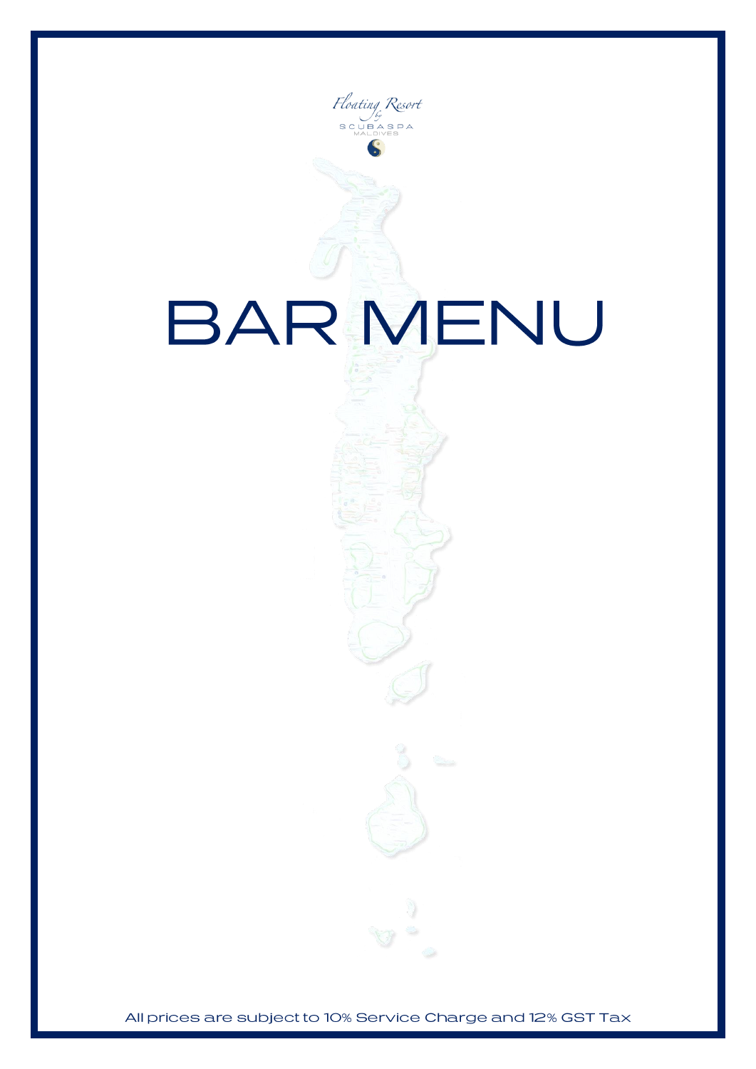Floating Resort
by
SCUBASPA
MALDIVES

# BAR MENU

All prices are subject to 10% Service Charge and 12% GST Tax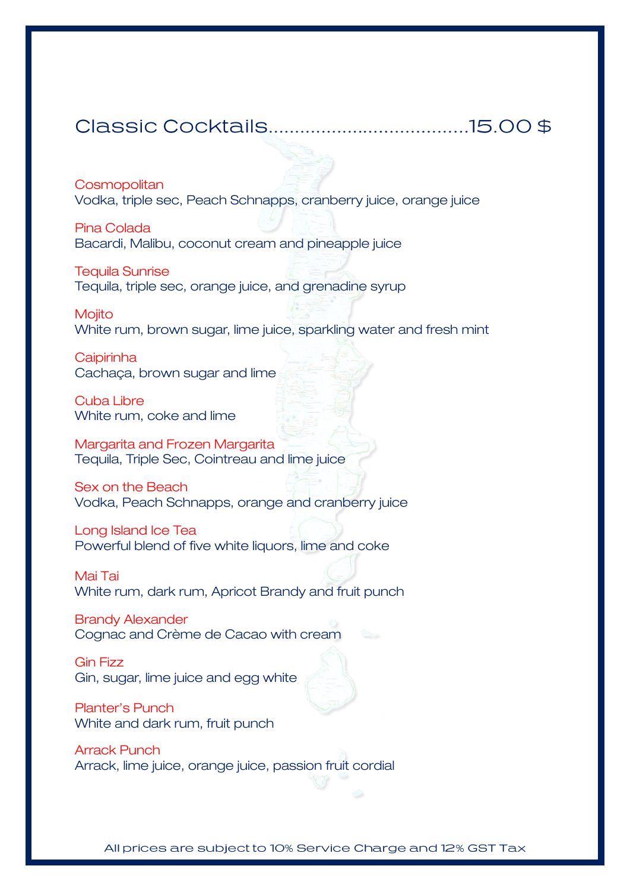# Classic Cocktails.....................................15.00 $

**Cosmopolitan**
Vodka, triple sec, Peach Schnapps, cranberry juice, orange juice

**Pina Colada**
Bacardi, Malibu, coconut cream and pineapple juice

**Tequila Sunrise**
Tequila, triple sec, orange juice, and grenadine syrup

**Mojito**
White rum, brown sugar, lime juice, sparkling water and fresh mint

**Caipirinha**
Cachaça, brown sugar and lime

**Cuba Libre**
White rum, coke and lime

**Margarita and Frozen Margarita**
Tequila, Triple Sec, Cointreau and lime juice

**Sex on the Beach**
Vodka, Peach Schnapps, orange and cranberry juice

**Long Island Ice Tea**
Powerful blend of five white liquors, lime and coke

**Mai Tai**
White rum, dark rum, Apricot Brandy and fruit punch

**Brandy Alexander**
Cognac and Crème de Cacao with cream

**Gin Fizz**
Gin, sugar, lime juice and egg white

**Planter's Punch**
White and dark rum, fruit punch

**Arrack Punch**
Arrack, lime juice, orange juice, passion fruit cordial

All prices are subject to 10% Service Charge and 12% GST Tax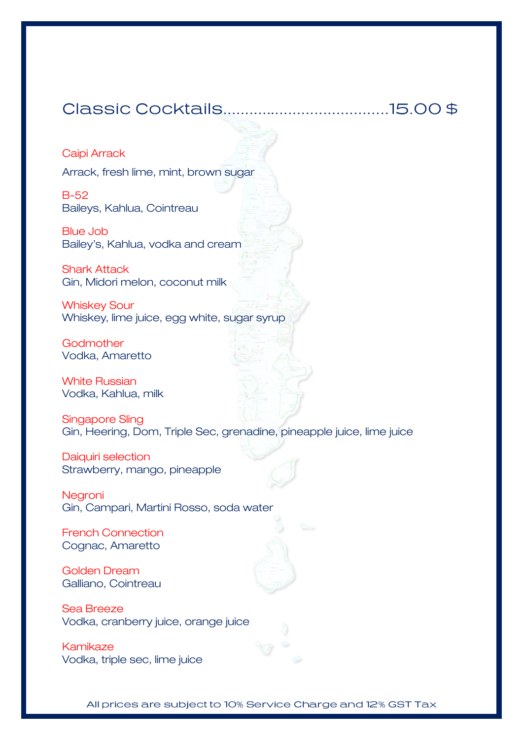# Classic Cocktails.....................................15.00 $

**Caipi Arrack**
Arrack, fresh lime, mint, brown sugar

**B-52**
Baileys, Kahlua, Cointreau

**Blue Job**
Bailey's, Kahlua, vodka and cream

**Shark Attack**
Gin, Midori melon, coconut milk

**Whiskey Sour**
Whiskey, lime juice, egg white, sugar syrup

**Godmother**
Vodka, Amaretto

**White Russian**
Vodka, Kahlua, milk

**Singapore Sling**
Gin, Heering, Dom, Triple Sec, grenadine, pineapple juice, lime juice

**Daiquiri selection**
Strawberry, mango, pineapple

**Negroni**
Gin, Campari, Martini Rosso, soda water

**French Connection**
Cognac, Amaretto

**Golden Dream**
Galliano, Cointreau

**Sea Breeze**
Vodka, cranberry juice, orange juice

**Kamikaze**
Vodka, triple sec, lime juice

All prices are subject to 10% Service Charge and 12% GST Tax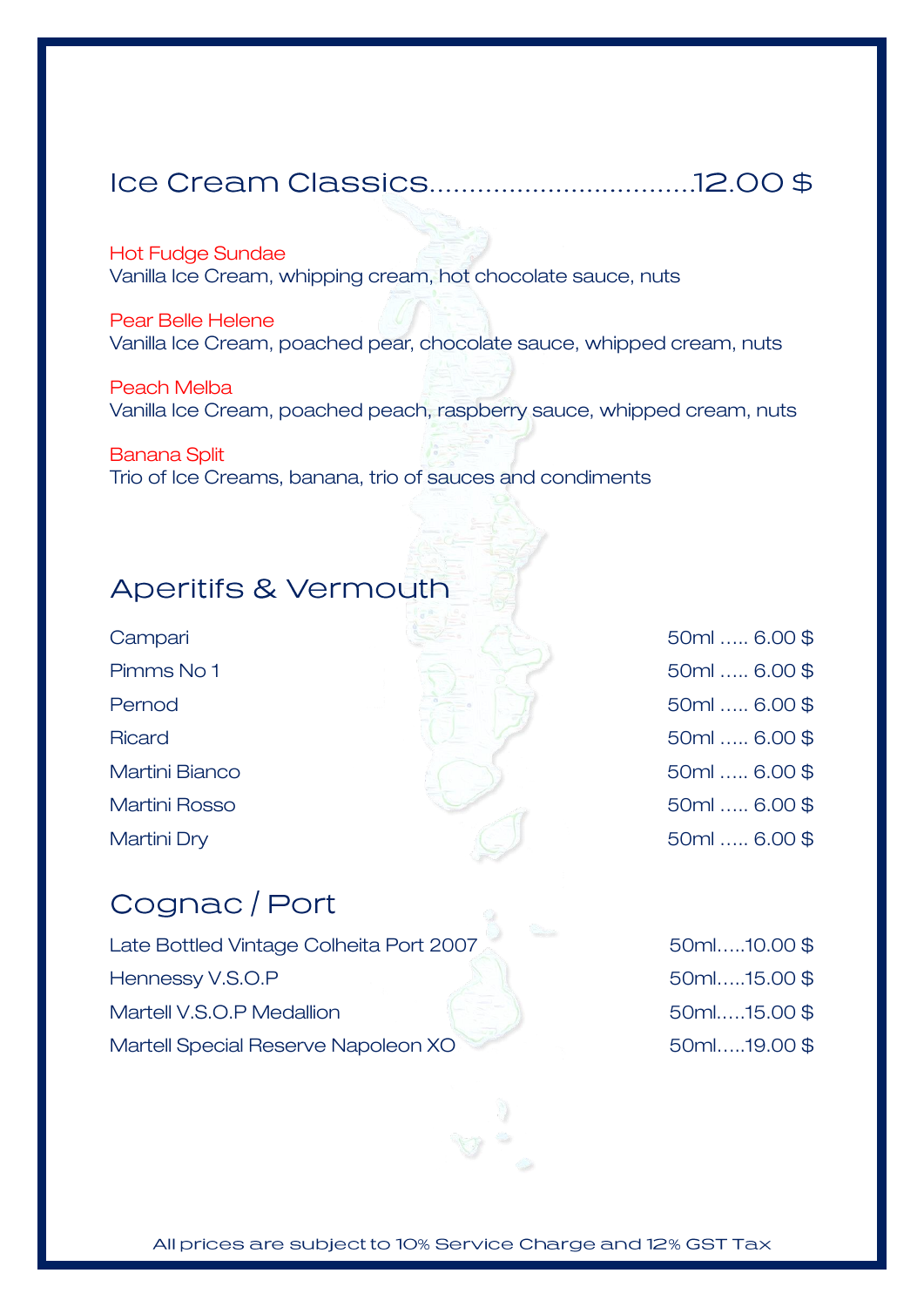## Ice Cream Classics.................................12.00 $

Hot Fudge Sundae
Vanilla Ice Cream, whipping cream, hot chocolate sauce, nuts

Pear Belle Helene
Vanilla Ice Cream, poached pear, chocolate sauce, whipped cream, nuts

Peach Melba
Vanilla Ice Cream, poached peach, raspberry sauce, whipped cream, nuts

Banana Split
Trio of Ice Creams, banana, trio of sauces and condiments

## Aperitifs & Vermouth

| | |
|---|---|
| Campari | 50ml ..... 6.00 $ |
| Pimms No 1 | 50ml ..... 6.00 $ |
| Pernod | 50ml ..... 6.00 $ |
| Ricard | 50ml ..... 6.00 $ |
| Martini Bianco | 50ml ..... 6.00 $ |
| Martini Rosso | 50ml ..... 6.00 $ |
| Martini Dry | 50ml ..... 6.00 $ |

## Cognac / Port

| | |
|---|---|
| Late Bottled Vintage Colheita Port 2007 | 50ml.....10.00 $ |
| Hennessy V.S.O.P | 50ml.....15.00 $ |
| Martell V.S.O.P Medallion | 50ml.....15.00 $ |
| Martell Special Reserve Napoleon XO | 50ml.....19.00 $ |

All prices are subject to 10% Service Charge and 12% GST Tax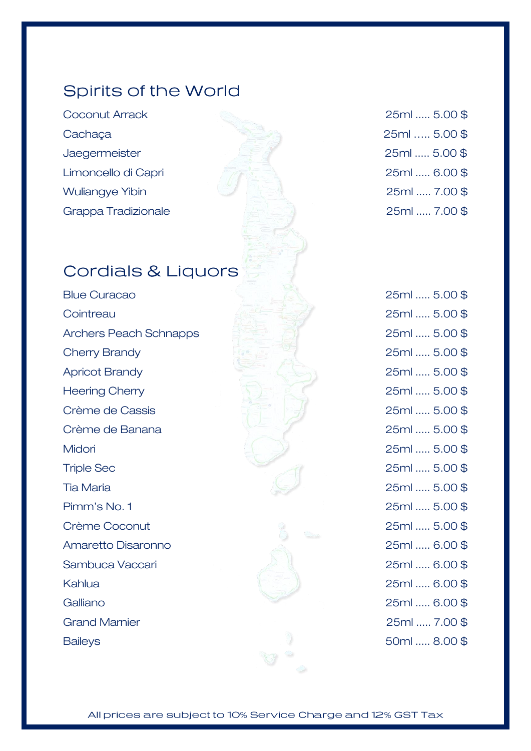## Spirits of the World

| | |
|---|---|
| Coconut Arrack | 25ml ..... 5.00 $ |
| Cachaça | 25ml ..... 5.00 $ |
| Jaegermeister | 25ml ..... 5.00 $ |
| Limoncello di Capri | 25ml ..... 6.00 $ |
| Wuliangye Yibin | 25ml ..... 7.00 $ |
| Grappa Tradizionale | 25ml ..... 7.00 $ |

## Cordials & Liquors

| | |
|---|---|
| Blue Curacao | 25ml ..... 5.00 $ |
| Cointreau | 25ml ..... 5.00 $ |
| Archers Peach Schnapps | 25ml ..... 5.00 $ |
| Cherry Brandy | 25ml ..... 5.00 $ |
| Apricot Brandy | 25ml ..... 5.00 $ |
| Heering Cherry | 25ml ..... 5.00 $ |
| Crème de Cassis | 25ml ..... 5.00 $ |
| Crème de Banana | 25ml ..... 5.00 $ |
| Midori | 25ml ..... 5.00 $ |
| Triple Sec | 25ml ..... 5.00 $ |
| Tia Maria | 25ml ..... 5.00 $ |
| Pimm's No. 1 | 25ml ..... 5.00 $ |
| Crème Coconut | 25ml ..... 5.00 $ |
| Amaretto Disaronno | 25ml ..... 6.00 $ |
| Sambuca Vaccari | 25ml ..... 6.00 $ |
| Kahlua | 25ml ..... 6.00 $ |
| Galliano | 25ml ..... 6.00 $ |
| Grand Marnier | 25ml ..... 7.00 $ |
| Baileys | 50ml ..... 8.00 $ |

All prices are subject to 10% Service Charge and 12% GST Tax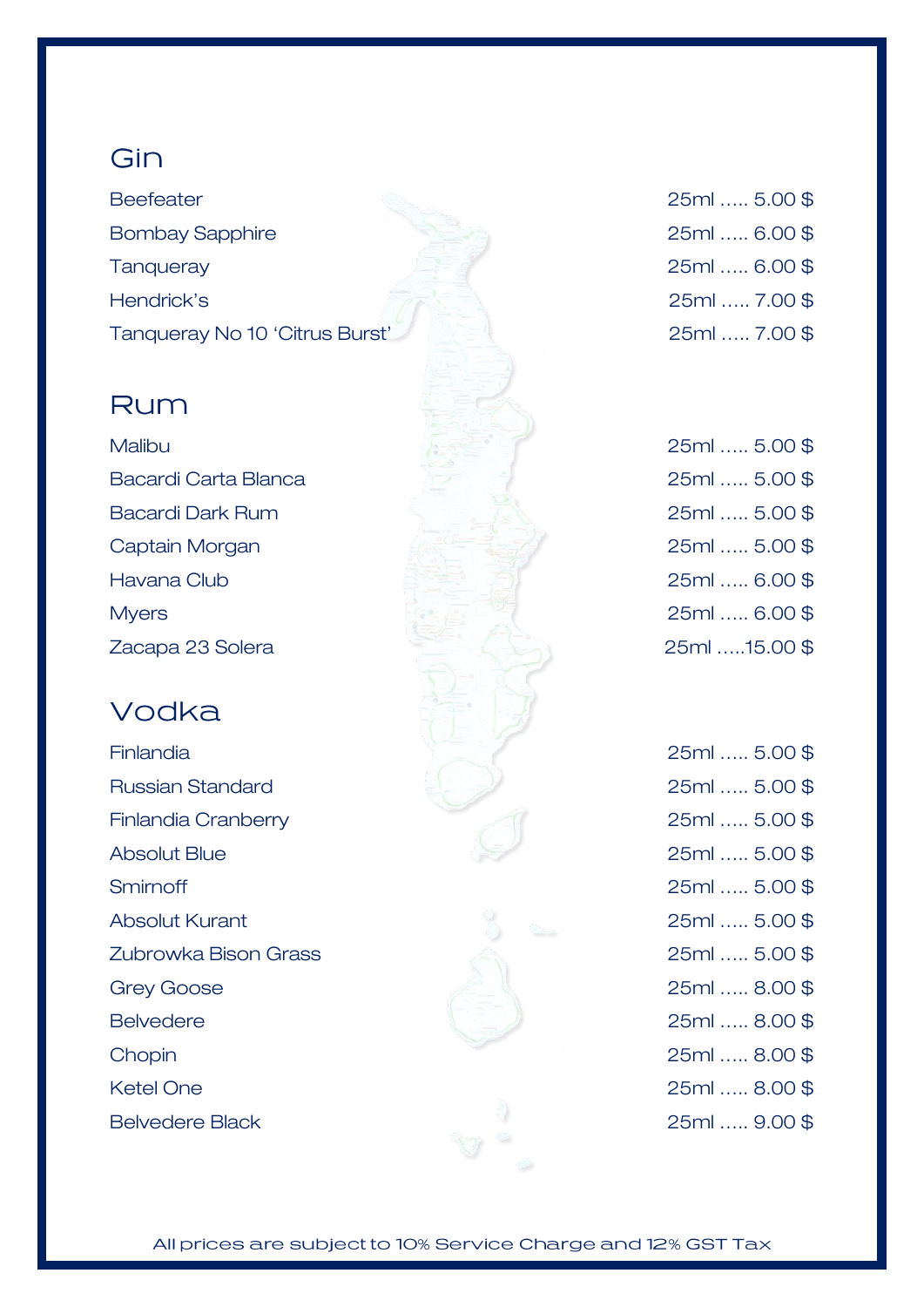## Gin

| | |
|---|---|
| Beefeater | 25ml ..... 5.00 $ |
| Bombay Sapphire | 25ml ..... 6.00 $ |
| Tanqueray | 25ml ..... 6.00 $ |
| Hendrick's | 25ml ..... 7.00 $ |
| Tanqueray No 10 'Citrus Burst' | 25ml ..... 7.00 $ |

## Rum

| | |
|---|---|
| Malibu | 25ml ..... 5.00 $ |
| Bacardi Carta Blanca | 25ml ..... 5.00 $ |
| Bacardi Dark Rum | 25ml ..... 5.00 $ |
| Captain Morgan | 25ml ..... 5.00 $ |
| Havana Club | 25ml ..... 6.00 $ |
| Myers | 25ml ..... 6.00 $ |
| Zacapa 23 Solera | 25ml .....15.00 $ |

## Vodka

| | |
|---|---|
| Finlandia | 25ml ..... 5.00 $ |
| Russian Standard | 25ml ..... 5.00 $ |
| Finlandia Cranberry | 25ml ..... 5.00 $ |
| Absolut Blue | 25ml ..... 5.00 $ |
| Smirnoff | 25ml ..... 5.00 $ |
| Absolut Kurant | 25ml ..... 5.00 $ |
| Zubrowka Bison Grass | 25ml ..... 5.00 $ |
| Grey Goose | 25ml ..... 8.00 $ |
| Belvedere | 25ml ..... 8.00 $ |
| Chopin | 25ml ..... 8.00 $ |
| Ketel One | 25ml ..... 8.00 $ |
| Belvedere Black | 25ml ..... 9.00 $ |

All prices are subject to 10% Service Charge and 12% GST Tax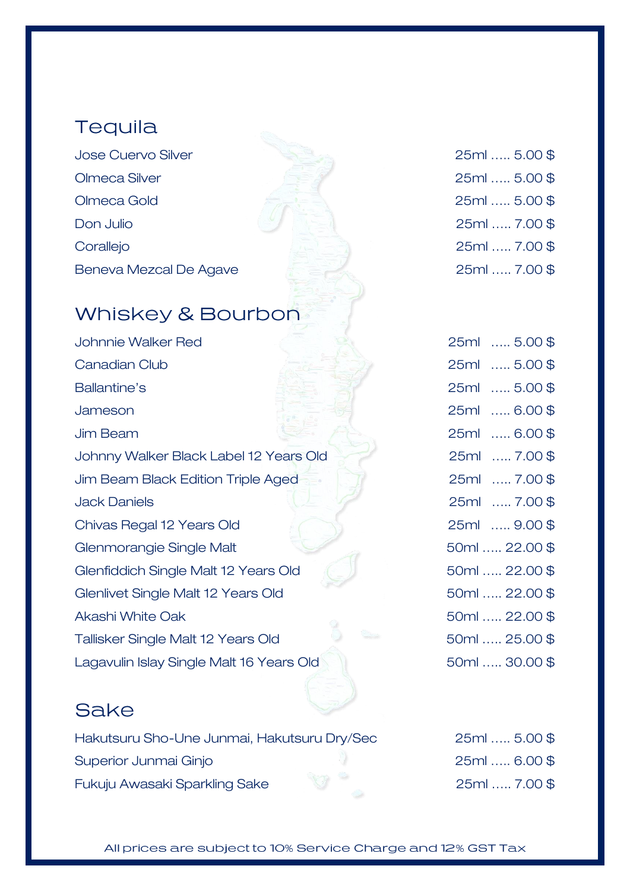## Tequila

| | |
|---|---|
| Jose Cuervo Silver | 25ml ..... 5.00 $ |
| Olmeca Silver | 25ml ..... 5.00 $ |
| Olmeca Gold | 25ml ..... 5.00 $ |
| Don Julio | 25ml ..... 7.00 $ |
| Corallejo | 25ml ..... 7.00 $ |
| Beneva Mezcal De Agave | 25ml ..... 7.00 $ |

## Whiskey & Bourbon

| | |
|---|---|
| Johnnie Walker Red | 25ml ..... 5.00 $ |
| Canadian Club | 25ml ..... 5.00 $ |
| Ballantine's | 25ml ..... 5.00 $ |
| Jameson | 25ml ..... 6.00 $ |
| Jim Beam | 25ml ..... 6.00 $ |
| Johnny Walker Black Label 12 Years Old | 25ml ..... 7.00 $ |
| Jim Beam Black Edition Triple Aged | 25ml ..... 7.00 $ |
| Jack Daniels | 25ml ..... 7.00 $ |
| Chivas Regal 12 Years Old | 25ml ..... 9.00 $ |
| Glenmorangie Single Malt | 50ml ..... 22.00 $ |
| Glenfiddich Single Malt 12 Years Old | 50ml ..... 22.00 $ |
| Glenlivet Single Malt 12 Years Old | 50ml ..... 22.00 $ |
| Akashi White Oak | 50ml ..... 22.00 $ |
| Tallisker Single Malt 12 Years Old | 50ml ..... 25.00 $ |
| Lagavulin Islay Single Malt 16 Years Old | 50ml ..... 30.00 $ |

## Sake

| | |
|---|---|
| Hakutsuru Sho-Une Junmai, Hakutsuru Dry/Sec | 25ml ..... 5.00 $ |
| Superior Junmai Ginjo | 25ml ..... 6.00 $ |
| Fukuju Awasaki Sparkling Sake | 25ml ..... 7.00 $ |

All prices are subject to 10% Service Charge and 12% GST Tax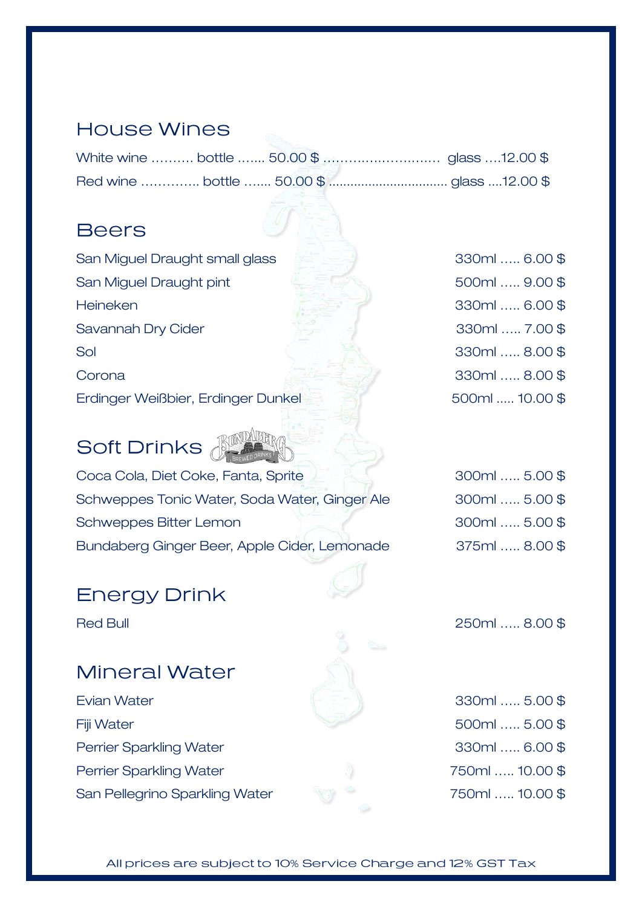## House Wines

White wine .......... bottle ....... 50.00 $ ............................ glass ....12.00 $

Red wine ............. bottle ....... 50.00 $ ................................ glass ....12.00 $

## Beers

| | |
|---|---|
| San Miguel Draught small glass | 330ml ..... 6.00 $ |
| San Miguel Draught pint | 500ml ..... 9.00 $ |
| Heineken | 330ml ..... 6.00 $ |
| Savannah Dry Cider | 330ml ..... 7.00 $ |
| Sol | 330ml ..... 8.00 $ |
| Corona | 330ml ..... 8.00 $ |
| Erdinger Weißbier, Erdinger Dunkel | 500ml ..... 10.00 $ |

## Soft Drinks

| | |
|---|---|
| Coca Cola, Diet Coke, Fanta, Sprite | 300ml ..... 5.00 $ |
| Schweppes Tonic Water, Soda Water, Ginger Ale | 300ml ..... 5.00 $ |
| Schweppes Bitter Lemon | 300ml ..... 5.00 $ |
| Bundaberg Ginger Beer, Apple Cider, Lemonade | 375ml ..... 8.00 $ |

## Energy Drink

| | |
|---|---|
| Red Bull | 250ml ..... 8.00 $ |

## Mineral Water

| | |
|---|---|
| Evian Water | 330ml ..... 5.00 $ |
| Fiji Water | 500ml ..... 5.00 $ |
| Perrier Sparkling Water | 330ml ..... 6.00 $ |
| Perrier Sparkling Water | 750ml ..... 10.00 $ |
| San Pellegrino Sparkling Water | 750ml ..... 10.00 $ |

All prices are subject to 10% Service Charge and 12% GST Tax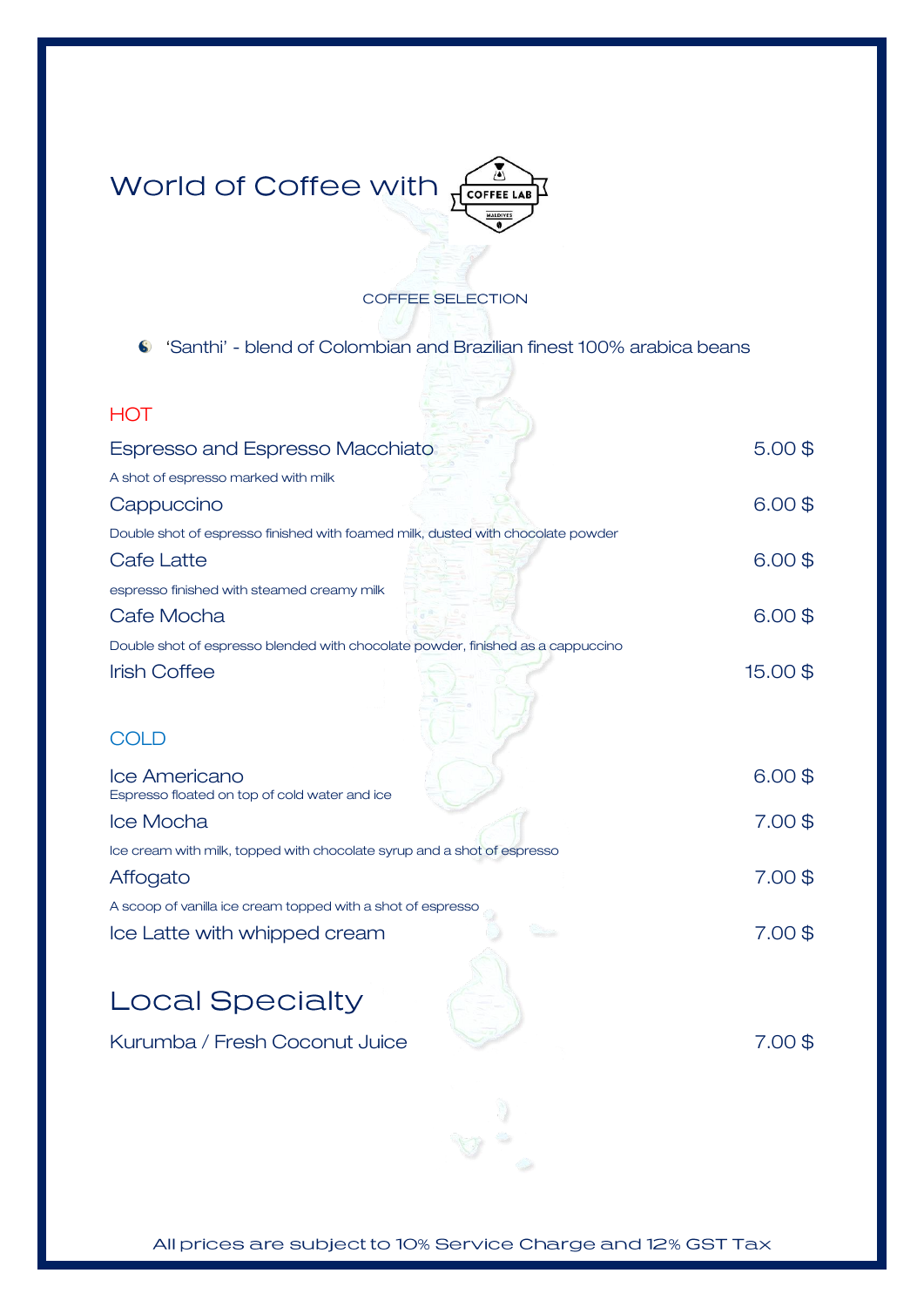# World of Coffee with COFFEE LAB

COFFEE SELECTION

- 'Santhi' - blend of Colombian and Brazilian finest 100% arabica beans

## HOT

| Item | Price |
|---|---|
| Espresso and Espresso Macchiato<br>A shot of espresso marked with milk | 5.00 $ |
| Cappuccino<br>Double shot of espresso finished with foamed milk, dusted with chocolate powder | 6.00 $ |
| Cafe Latte<br>espresso finished with steamed creamy milk | 6.00 $ |
| Cafe Mocha<br>Double shot of espresso blended with chocolate powder, finished as a cappuccino | 6.00 $ |
| Irish Coffee | 15.00 $ |

## COLD

| Item | Price |
|---|---|
| Ice Americano<br>Espresso floated on top of cold water and ice | 6.00 $ |
| Ice Mocha<br>Ice cream with milk, topped with chocolate syrup and a shot of espresso | 7.00 $ |
| Affogato<br>A scoop of vanilla ice cream topped with a shot of espresso | 7.00 $ |
| Ice Latte with whipped cream | 7.00 $ |

## Local Specialty

| Item | Price |
|---|---|
| Kurumba / Fresh Coconut Juice | 7.00 $ |

All prices are subject to 10% Service Charge and 12% GST Tax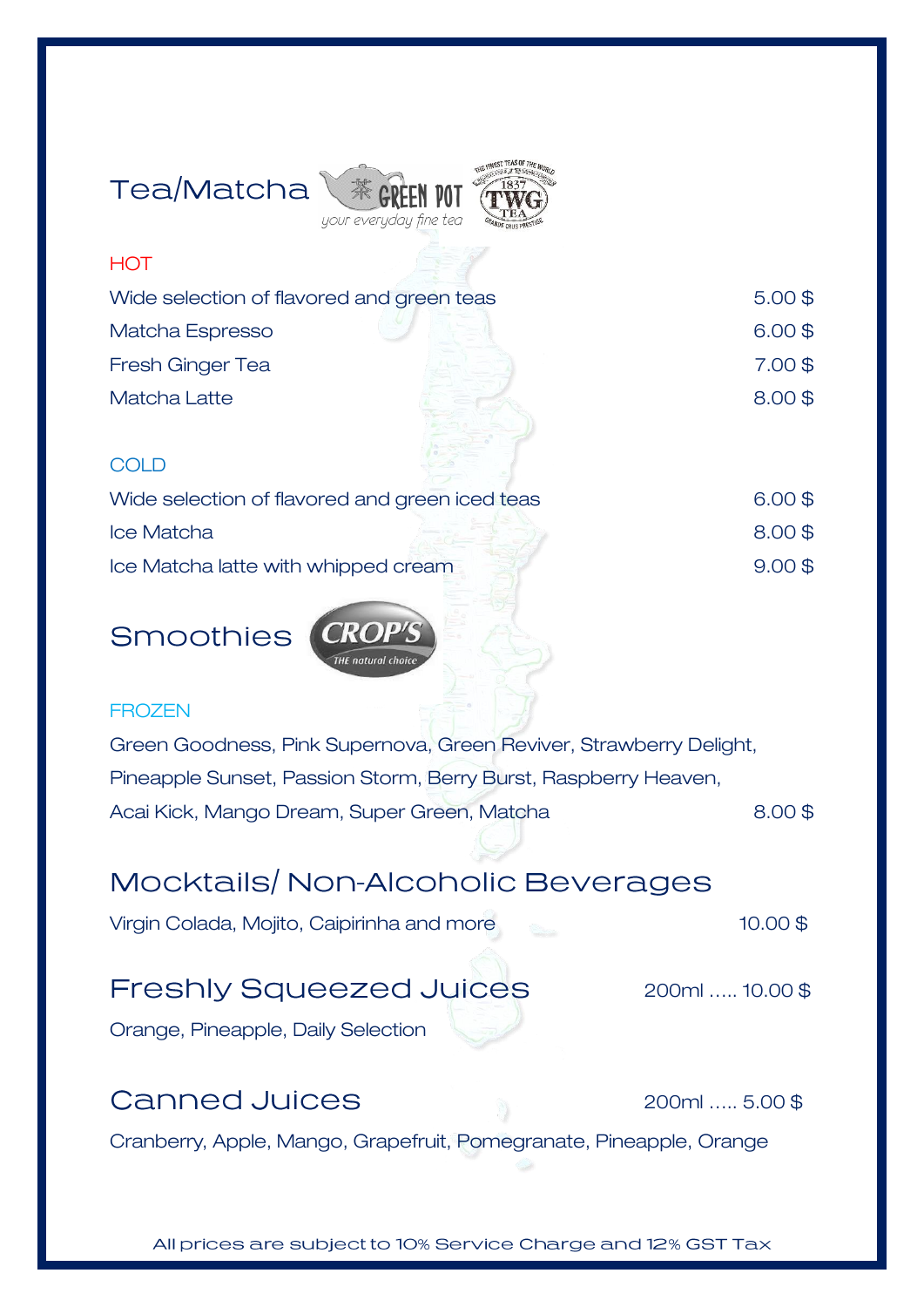## Tea/Matcha

GREEN POT *your everyday fine tea*

TWG TEA 1837

### HOT

| | |
|---|---|
| Wide selection of flavored and green teas | 5.00 $ |
| Matcha Espresso | 6.00 $ |
| Fresh Ginger Tea | 7.00 $ |
| Matcha Latte | 8.00 $ |

### COLD

| | |
|---|---|
| Wide selection of flavored and green iced teas | 6.00 $ |
| Ice Matcha | 8.00 $ |
| Ice Matcha latte with whipped cream | 9.00 $ |

## Smoothies

CROP'S *THE natural choice*

### FROZEN

Green Goodness, Pink Supernova, Green Reviver, Strawberry Delight, Pineapple Sunset, Passion Storm, Berry Burst, Raspberry Heaven, Acai Kick, Mango Dream, Super Green, Matcha — 8.00 $

## Mocktails/ Non-Alcoholic Beverages

Virgin Colada, Mojito, Caipirinha and more — 10.00 $

## Freshly Squeezed Juices

200ml ..... 10.00 $

Orange, Pineapple, Daily Selection

## Canned Juices

200ml ..... 5.00 $

Cranberry, Apple, Mango, Grapefruit, Pomegranate, Pineapple, Orange

All prices are subject to 10% Service Charge and 12% GST Tax